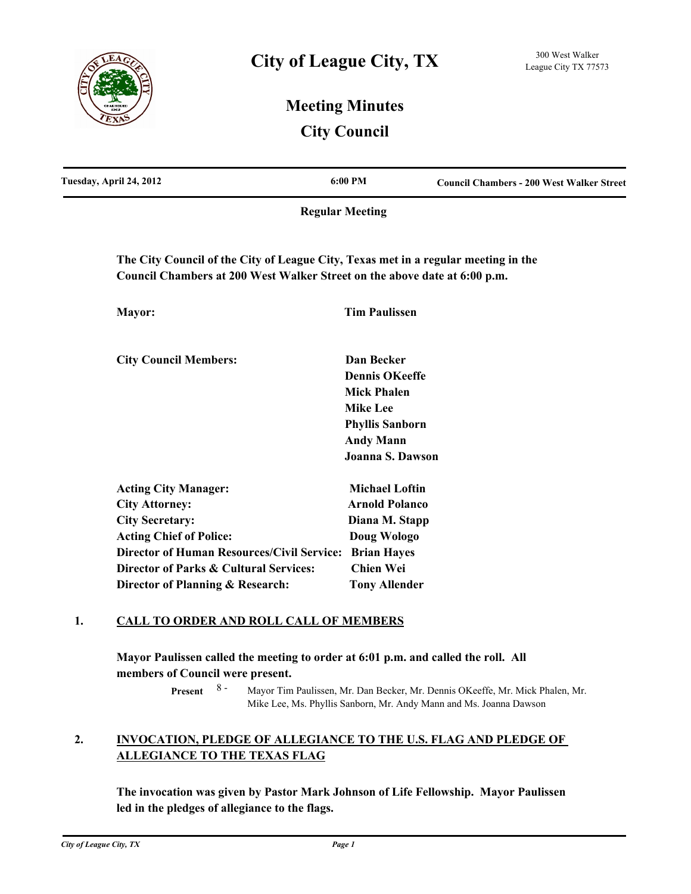# City of League City, TX

300 West Walker
League City TX 77573

## Meeting Minutes
## City Council

| Tuesday, April 24, 2012 | 6:00 PM | Council Chambers - 200 West Walker Street |
|---|---|---|

**Regular Meeting**

**The City Council of the City of League City, Texas met in a regular meeting in the Council Chambers at 200 West Walker Street on the above date at 6:00 p.m.**

| | |
|---|---|
| **Mayor:** | **Tim Paulissen** |
| **City Council Members:** | **Dan Becker** |
| | **Dennis OKeeffe** |
| | **Mick Phalen** |
| | **Mike Lee** |
| | **Phyllis Sanborn** |
| | **Andy Mann** |
| | **Joanna S. Dawson** |
| **Acting City Manager:** | **Michael Loftin** |
| **City Attorney:** | **Arnold Polanco** |
| **City Secretary:** | **Diana M. Stapp** |
| **Acting Chief of Police:** | **Doug Wologo** |
| **Director of Human Resources/Civil Service:** | **Brian Hayes** |
| **Director of Parks & Cultural Services:** | **Chien Wei** |
| **Director of Planning & Research:** | **Tony Allender** |

## 1. CALL TO ORDER AND ROLL CALL OF MEMBERS

**Mayor Paulissen called the meeting to order at 6:01 p.m. and called the roll. All members of Council were present.**

**Present** 8 - Mayor Tim Paulissen, Mr. Dan Becker, Mr. Dennis OKeeffe, Mr. Mick Phalen, Mr. Mike Lee, Ms. Phyllis Sanborn, Mr. Andy Mann and Ms. Joanna Dawson

## 2. INVOCATION, PLEDGE OF ALLEGIANCE TO THE U.S. FLAG AND PLEDGE OF ALLEGIANCE TO THE TEXAS FLAG

**The invocation was given by Pastor Mark Johnson of Life Fellowship. Mayor Paulissen led in the pledges of allegiance to the flags.**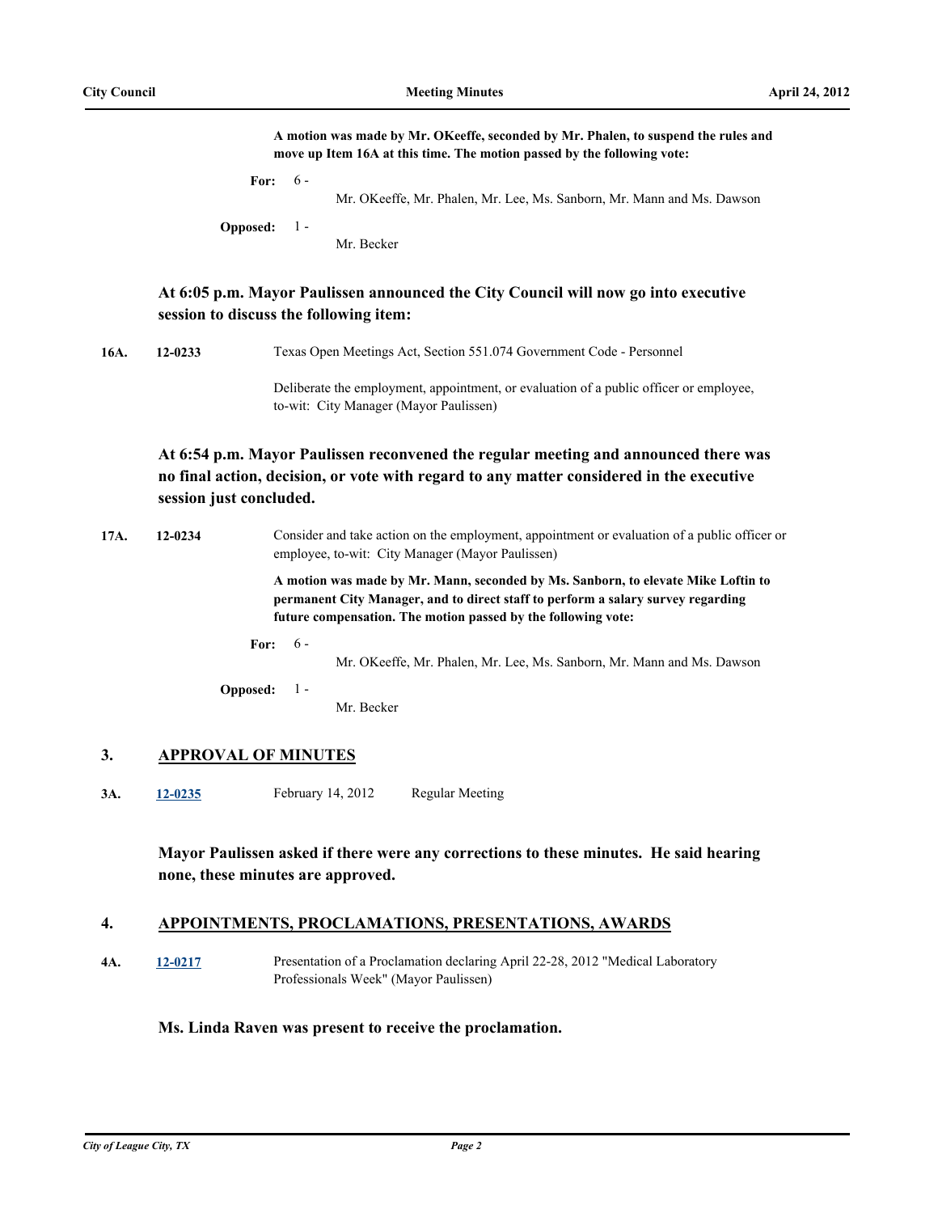**A motion was made by Mr. OKeeffe, seconded by Mr. Phalen, to suspend the rules and move up Item 16A at this time. The motion passed by the following vote:**

**For:** 6 - Mr. OKeeffe, Mr. Phalen, Mr. Lee, Ms. Sanborn, Mr. Mann and Ms. Dawson

**Opposed:** 1 - Mr. Becker

**At 6:05 p.m. Mayor Paulissen announced the City Council will now go into executive session to discuss the following item:**

**16A.** 12-0233 Texas Open Meetings Act, Section 551.074 Government Code - Personnel

Deliberate the employment, appointment, or evaluation of a public officer or employee, to-wit: City Manager (Mayor Paulissen)

**At 6:54 p.m. Mayor Paulissen reconvened the regular meeting and announced there was no final action, decision, or vote with regard to any matter considered in the executive session just concluded.**

**17A.** 12-0234 Consider and take action on the employment, appointment or evaluation of a public officer or employee, to-wit: City Manager (Mayor Paulissen)

**A motion was made by Mr. Mann, seconded by Ms. Sanborn, to elevate Mike Loftin to permanent City Manager, and to direct staff to perform a salary survey regarding future compensation. The motion passed by the following vote:**

**For:** 6 - Mr. OKeeffe, Mr. Phalen, Mr. Lee, Ms. Sanborn, Mr. Mann and Ms. Dawson

**Opposed:** 1 - Mr. Becker

## 3. APPROVAL OF MINUTES

**3A.** 12-0235 February 14, 2012 Regular Meeting

**Mayor Paulissen asked if there were any corrections to these minutes. He said hearing none, these minutes are approved.**

## 4. APPOINTMENTS, PROCLAMATIONS, PRESENTATIONS, AWARDS

**4A.** 12-0217 Presentation of a Proclamation declaring April 22-28, 2012 "Medical Laboratory Professionals Week" (Mayor Paulissen)

**Ms. Linda Raven was present to receive the proclamation.**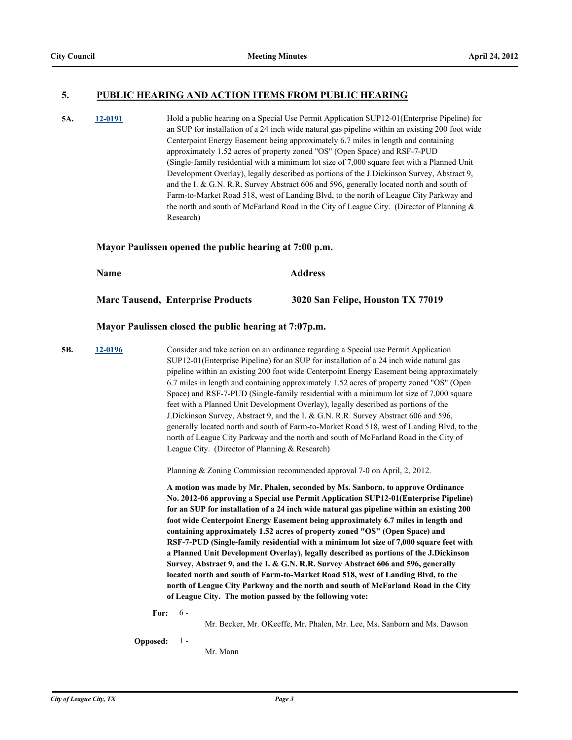## 5. PUBLIC HEARING AND ACTION ITEMS FROM PUBLIC HEARING

**5A.** **12-0191** Hold a public hearing on a Special Use Permit Application SUP12-01(Enterprise Pipeline) for an SUP for installation of a 24 inch wide natural gas pipeline within an existing 200 foot wide Centerpoint Energy Easement being approximately 6.7 miles in length and containing approximately 1.52 acres of property zoned "OS" (Open Space) and RSF-7-PUD (Single-family residential with a minimum lot size of 7,000 square feet with a Planned Unit Development Overlay), legally described as portions of the J.Dickinson Survey, Abstract 9, and the I. & G.N. R.R. Survey Abstract 606 and 596, generally located north and south of Farm-to-Market Road 518, west of Landing Blvd, to the north of League City Parkway and the north and south of McFarland Road in the City of League City. (Director of Planning & Research)

**Mayor Paulissen opened the public hearing at 7:00 p.m.**

| Name | Address |
|---|---|
| **Marc Tausend, Enterprise Products** | **3020 San Felipe, Houston TX 77019** |

**Mayor Paulissen closed the public hearing at 7:07p.m.**

**5B.** **12-0196** Consider and take action on an ordinance regarding a Special use Permit Application SUP12-01(Enterprise Pipeline) for an SUP for installation of a 24 inch wide natural gas pipeline within an existing 200 foot wide Centerpoint Energy Easement being approximately 6.7 miles in length and containing approximately 1.52 acres of property zoned "OS" (Open Space) and RSF-7-PUD (Single-family residential with a minimum lot size of 7,000 square feet with a Planned Unit Development Overlay), legally described as portions of the J.Dickinson Survey, Abstract 9, and the I. & G.N. R.R. Survey Abstract 606 and 596, generally located north and south of Farm-to-Market Road 518, west of Landing Blvd, to the north of League City Parkway and the north and south of McFarland Road in the City of League City. (Director of Planning & Research)

Planning & Zoning Commission recommended approval 7-0 on April, 2, 2012.

**A motion was made by Mr. Phalen, seconded by Ms. Sanborn, to approve Ordinance No. 2012-06 approving a Special use Permit Application SUP12-01(Enterprise Pipeline) for an SUP for installation of a 24 inch wide natural gas pipeline within an existing 200 foot wide Centerpoint Energy Easement being approximately 6.7 miles in length and containing approximately 1.52 acres of property zoned "OS" (Open Space) and RSF-7-PUD (Single-family residential with a minimum lot size of 7,000 square feet with a Planned Unit Development Overlay), legally described as portions of the J.Dickinson Survey, Abstract 9, and the I. & G.N. R.R. Survey Abstract 606 and 596, generally located north and south of Farm-to-Market Road 518, west of Landing Blvd, to the north of League City Parkway and the north and south of McFarland Road in the City of League City. The motion passed by the following vote:**

**For:** 6 -

Mr. Becker, Mr. OKeeffe, Mr. Phalen, Mr. Lee, Ms. Sanborn and Ms. Dawson

**Opposed:** 1 -

Mr. Mann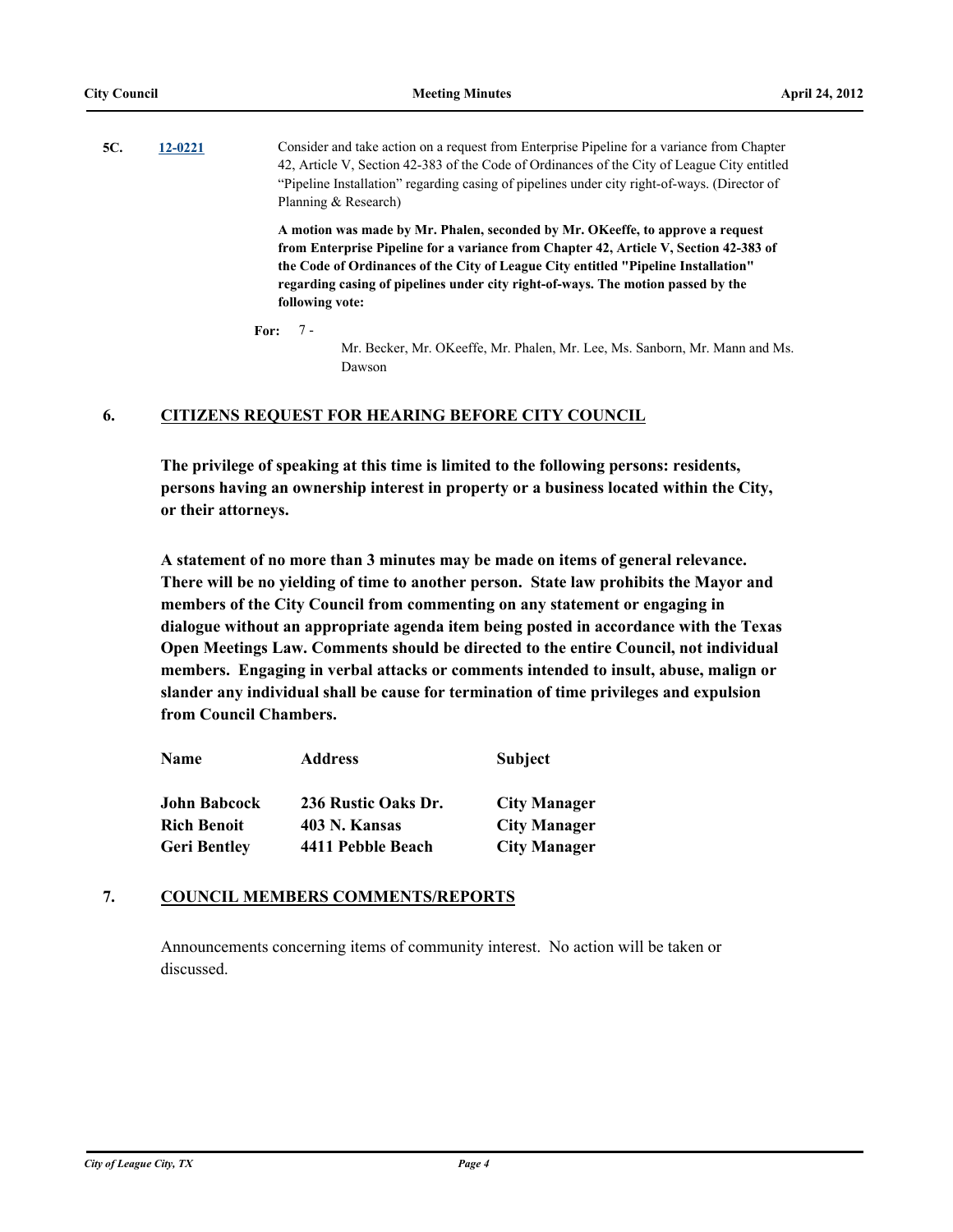**5C.** **12-0221** Consider and take action on a request from Enterprise Pipeline for a variance from Chapter 42, Article V, Section 42-383 of the Code of Ordinances of the City of League City entitled "Pipeline Installation" regarding casing of pipelines under city right-of-ways. (Director of Planning & Research)

**A motion was made by Mr. Phalen, seconded by Mr. OKeeffe, to approve a request from Enterprise Pipeline for a variance from Chapter 42, Article V, Section 42-383 of the Code of Ordinances of the City of League City entitled "Pipeline Installation" regarding casing of pipelines under city right-of-ways. The motion passed by the following vote:**

**For:** 7 - Mr. Becker, Mr. OKeeffe, Mr. Phalen, Mr. Lee, Ms. Sanborn, Mr. Mann and Ms. Dawson

## 6. CITIZENS REQUEST FOR HEARING BEFORE CITY COUNCIL

**The privilege of speaking at this time is limited to the following persons: residents, persons having an ownership interest in property or a business located within the City, or their attorneys.**

**A statement of no more than 3 minutes may be made on items of general relevance. There will be no yielding of time to another person. State law prohibits the Mayor and members of the City Council from commenting on any statement or engaging in dialogue without an appropriate agenda item being posted in accordance with the Texas Open Meetings Law. Comments should be directed to the entire Council, not individual members. Engaging in verbal attacks or comments intended to insult, abuse, malign or slander any individual shall be cause for termination of time privileges and expulsion from Council Chambers.**

| Name | Address | Subject |
| --- | --- | --- |
| **John Babcock** | **236 Rustic Oaks Dr.** | **City Manager** |
| **Rich Benoit** | **403 N. Kansas** | **City Manager** |
| **Geri Bentley** | **4411 Pebble Beach** | **City Manager** |

## 7. COUNCIL MEMBERS COMMENTS/REPORTS

Announcements concerning items of community interest. No action will be taken or discussed.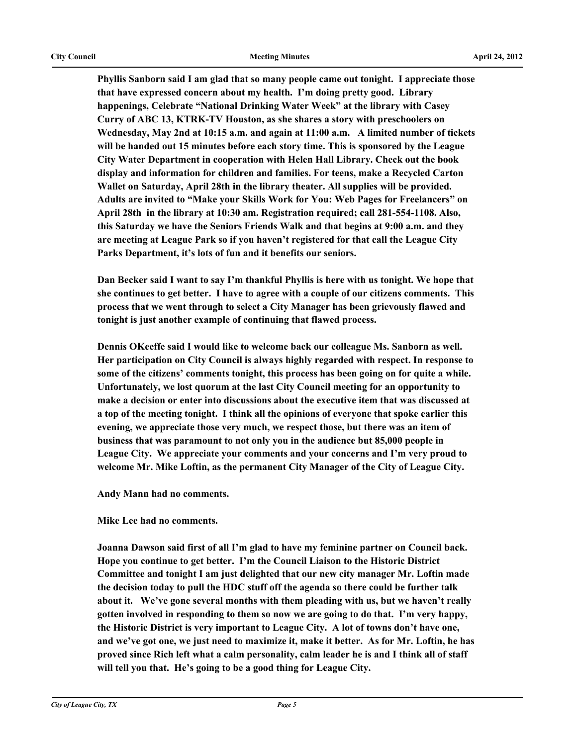**Phyllis Sanborn said I am glad that so many people came out tonight. I appreciate those that have expressed concern about my health. I'm doing pretty good. Library happenings, Celebrate "National Drinking Water Week" at the library with Casey Curry of ABC 13, KTRK-TV Houston, as she shares a story with preschoolers on Wednesday, May 2nd at 10:15 a.m. and again at 11:00 a.m. A limited number of tickets will be handed out 15 minutes before each story time. This is sponsored by the League City Water Department in cooperation with Helen Hall Library. Check out the book display and information for children and families. For teens, make a Recycled Carton Wallet on Saturday, April 28th in the library theater. All supplies will be provided. Adults are invited to "Make your Skills Work for You: Web Pages for Freelancers" on April 28th in the library at 10:30 am. Registration required; call 281-554-1108. Also, this Saturday we have the Seniors Friends Walk and that begins at 9:00 a.m. and they are meeting at League Park so if you haven't registered for that call the League City Parks Department, it's lots of fun and it benefits our seniors.**

**Dan Becker said I want to say I'm thankful Phyllis is here with us tonight. We hope that she continues to get better. I have to agree with a couple of our citizens comments. This process that we went through to select a City Manager has been grievously flawed and tonight is just another example of continuing that flawed process.**

**Dennis OKeeffe said I would like to welcome back our colleague Ms. Sanborn as well. Her participation on City Council is always highly regarded with respect. In response to some of the citizens' comments tonight, this process has been going on for quite a while. Unfortunately, we lost quorum at the last City Council meeting for an opportunity to make a decision or enter into discussions about the executive item that was discussed at a top of the meeting tonight. I think all the opinions of everyone that spoke earlier this evening, we appreciate those very much, we respect those, but there was an item of business that was paramount to not only you in the audience but 85,000 people in League City. We appreciate your comments and your concerns and I'm very proud to welcome Mr. Mike Loftin, as the permanent City Manager of the City of League City.**

**Andy Mann had no comments.**

**Mike Lee had no comments.**

**Joanna Dawson said first of all I'm glad to have my feminine partner on Council back. Hope you continue to get better. I'm the Council Liaison to the Historic District Committee and tonight I am just delighted that our new city manager Mr. Loftin made the decision today to pull the HDC stuff off the agenda so there could be further talk about it. We've gone several months with them pleading with us, but we haven't really gotten involved in responding to them so now we are going to do that. I'm very happy, the Historic District is very important to League City. A lot of towns don't have one, and we've got one, we just need to maximize it, make it better. As for Mr. Loftin, he has proved since Rich left what a calm personality, calm leader he is and I think all of staff will tell you that. He's going to be a good thing for League City.**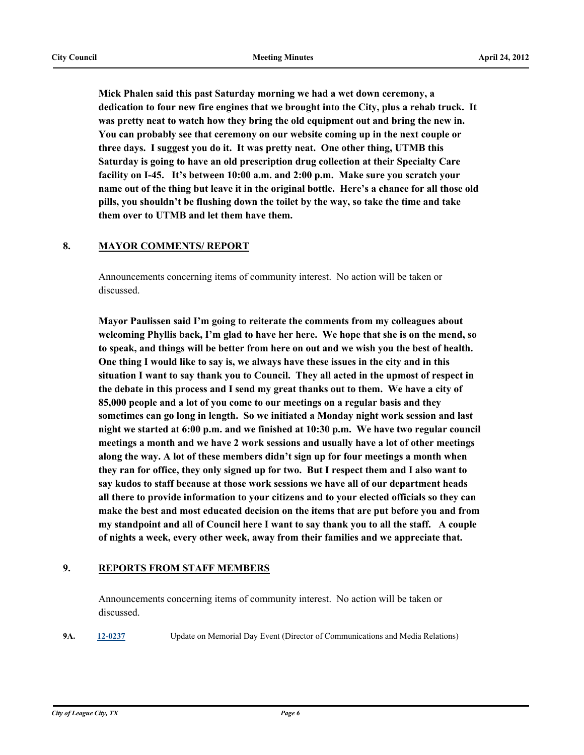**Mick Phalen said this past Saturday morning we had a wet down ceremony, a dedication to four new fire engines that we brought into the City, plus a rehab truck. It was pretty neat to watch how they bring the old equipment out and bring the new in. You can probably see that ceremony on our website coming up in the next couple or three days. I suggest you do it. It was pretty neat. One other thing, UTMB this Saturday is going to have an old prescription drug collection at their Specialty Care facility on I-45. It's between 10:00 a.m. and 2:00 p.m. Make sure you scratch your name out of the thing but leave it in the original bottle. Here's a chance for all those old pills, you shouldn't be flushing down the toilet by the way, so take the time and take them over to UTMB and let them have them.**

## 8. MAYOR COMMENTS/ REPORT

Announcements concerning items of community interest. No action will be taken or discussed.

**Mayor Paulissen said I'm going to reiterate the comments from my colleagues about welcoming Phyllis back, I'm glad to have her here. We hope that she is on the mend, so to speak, and things will be better from here on out and we wish you the best of health. One thing I would like to say is, we always have these issues in the city and in this situation I want to say thank you to Council. They all acted in the upmost of respect in the debate in this process and I send my great thanks out to them. We have a city of 85,000 people and a lot of you come to our meetings on a regular basis and they sometimes can go long in length. So we initiated a Monday night work session and last night we started at 6:00 p.m. and we finished at 10:30 p.m. We have two regular council meetings a month and we have 2 work sessions and usually have a lot of other meetings along the way. A lot of these members didn't sign up for four meetings a month when they ran for office, they only signed up for two. But I respect them and I also want to say kudos to staff because at those work sessions we have all of our department heads all there to provide information to your citizens and to your elected officials so they can make the best and most educated decision on the items that are put before you and from my standpoint and all of Council here I want to say thank you to all the staff. A couple of nights a week, every other week, away from their families and we appreciate that.**

## 9. REPORTS FROM STAFF MEMBERS

Announcements concerning items of community interest. No action will be taken or discussed.

**9A.** **12-0237** Update on Memorial Day Event (Director of Communications and Media Relations)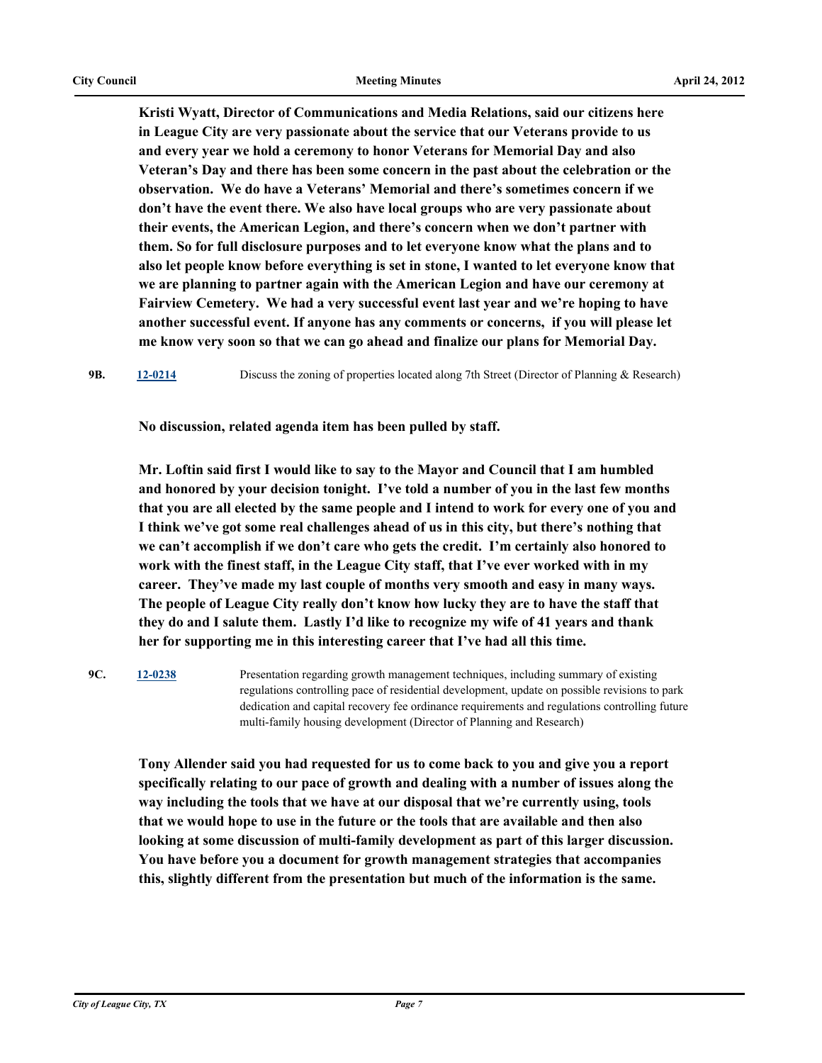**Kristi Wyatt, Director of Communications and Media Relations, said our citizens here in League City are very passionate about the service that our Veterans provide to us and every year we hold a ceremony to honor Veterans for Memorial Day and also Veteran's Day and there has been some concern in the past about the celebration or the observation. We do have a Veterans' Memorial and there's sometimes concern if we don't have the event there. We also have local groups who are very passionate about their events, the American Legion, and there's concern when we don't partner with them. So for full disclosure purposes and to let everyone know what the plans and to also let people know before everything is set in stone, I wanted to let everyone know that we are planning to partner again with the American Legion and have our ceremony at Fairview Cemetery. We had a very successful event last year and we're hoping to have another successful event. If anyone has any comments or concerns, if you will please let me know very soon so that we can go ahead and finalize our plans for Memorial Day.**

**9B.** [12-0214](12-0214) Discuss the zoning of properties located along 7th Street (Director of Planning & Research)

**No discussion, related agenda item has been pulled by staff.**

**Mr. Loftin said first I would like to say to the Mayor and Council that I am humbled and honored by your decision tonight. I've told a number of you in the last few months that you are all elected by the same people and I intend to work for every one of you and I think we've got some real challenges ahead of us in this city, but there's nothing that we can't accomplish if we don't care who gets the credit. I'm certainly also honored to work with the finest staff, in the League City staff, that I've ever worked with in my career. They've made my last couple of months very smooth and easy in many ways. The people of League City really don't know how lucky they are to have the staff that they do and I salute them. Lastly I'd like to recognize my wife of 41 years and thank her for supporting me in this interesting career that I've had all this time.**

**9C.** [12-0238](12-0238) Presentation regarding growth management techniques, including summary of existing regulations controlling pace of residential development, update on possible revisions to park dedication and capital recovery fee ordinance requirements and regulations controlling future multi-family housing development (Director of Planning and Research)

**Tony Allender said you had requested for us to come back to you and give you a report specifically relating to our pace of growth and dealing with a number of issues along the way including the tools that we have at our disposal that we're currently using, tools that we would hope to use in the future or the tools that are available and then also looking at some discussion of multi-family development as part of this larger discussion. You have before you a document for growth management strategies that accompanies this, slightly different from the presentation but much of the information is the same.**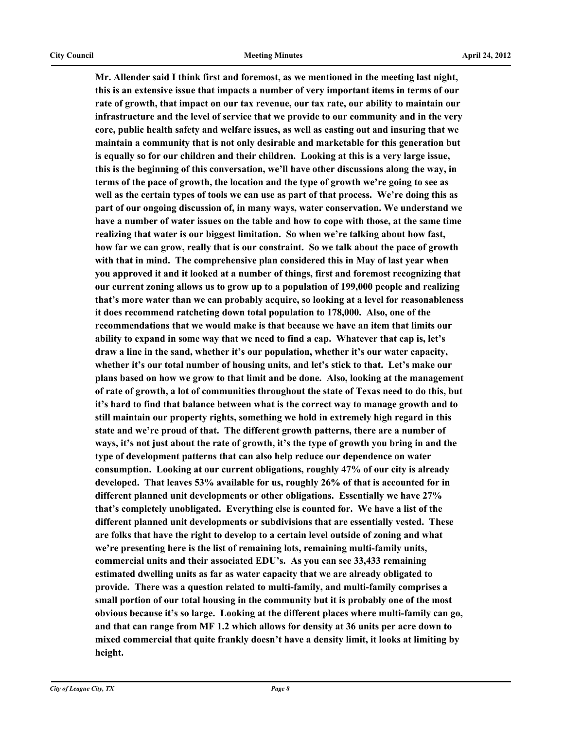**Mr. Allender said I think first and foremost, as we mentioned in the meeting last night, this is an extensive issue that impacts a number of very important items in terms of our rate of growth, that impact on our tax revenue, our tax rate, our ability to maintain our infrastructure and the level of service that we provide to our community and in the very core, public health safety and welfare issues, as well as casting out and insuring that we maintain a community that is not only desirable and marketable for this generation but is equally so for our children and their children. Looking at this is a very large issue, this is the beginning of this conversation, we'll have other discussions along the way, in terms of the pace of growth, the location and the type of growth we're going to see as well as the certain types of tools we can use as part of that process. We're doing this as part of our ongoing discussion of, in many ways, water conservation. We understand we have a number of water issues on the table and how to cope with those, at the same time realizing that water is our biggest limitation. So when we're talking about how fast, how far we can grow, really that is our constraint. So we talk about the pace of growth with that in mind. The comprehensive plan considered this in May of last year when you approved it and it looked at a number of things, first and foremost recognizing that our current zoning allows us to grow up to a population of 199,000 people and realizing that's more water than we can probably acquire, so looking at a level for reasonableness it does recommend ratcheting down total population to 178,000. Also, one of the recommendations that we would make is that because we have an item that limits our ability to expand in some way that we need to find a cap. Whatever that cap is, let's draw a line in the sand, whether it's our population, whether it's our water capacity, whether it's our total number of housing units, and let's stick to that. Let's make our plans based on how we grow to that limit and be done. Also, looking at the management of rate of growth, a lot of communities throughout the state of Texas need to do this, but it's hard to find that balance between what is the correct way to manage growth and to still maintain our property rights, something we hold in extremely high regard in this state and we're proud of that. The different growth patterns, there are a number of ways, it's not just about the rate of growth, it's the type of growth you bring in and the type of development patterns that can also help reduce our dependence on water consumption. Looking at our current obligations, roughly 47% of our city is already developed. That leaves 53% available for us, roughly 26% of that is accounted for in different planned unit developments or other obligations. Essentially we have 27% that's completely unobligated. Everything else is counted for. We have a list of the different planned unit developments or subdivisions that are essentially vested. These are folks that have the right to develop to a certain level outside of zoning and what we're presenting here is the list of remaining lots, remaining multi-family units, commercial units and their associated EDU's. As you can see 33,433 remaining estimated dwelling units as far as water capacity that we are already obligated to provide. There was a question related to multi-family, and multi-family comprises a small portion of our total housing in the community but it is probably one of the most obvious because it's so large. Looking at the different places where multi-family can go, and that can range from MF 1.2 which allows for density at 36 units per acre down to mixed commercial that quite frankly doesn't have a density limit, it looks at limiting by height.**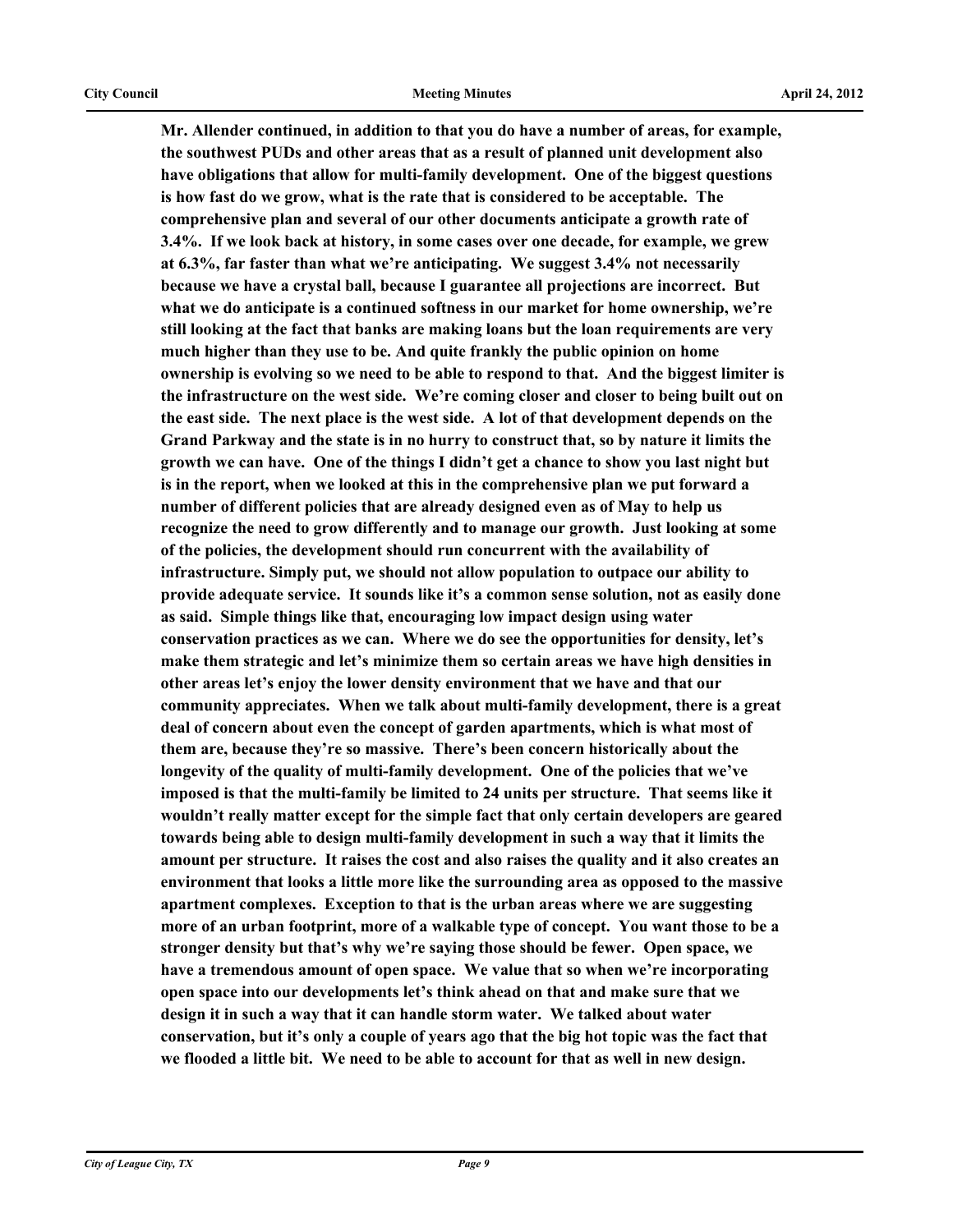**Mr. Allender continued, in addition to that you do have a number of areas, for example, the southwest PUDs and other areas that as a result of planned unit development also have obligations that allow for multi-family development. One of the biggest questions is how fast do we grow, what is the rate that is considered to be acceptable. The comprehensive plan and several of our other documents anticipate a growth rate of 3.4%. If we look back at history, in some cases over one decade, for example, we grew at 6.3%, far faster than what we're anticipating. We suggest 3.4% not necessarily because we have a crystal ball, because I guarantee all projections are incorrect. But what we do anticipate is a continued softness in our market for home ownership, we're still looking at the fact that banks are making loans but the loan requirements are very much higher than they use to be. And quite frankly the public opinion on home ownership is evolving so we need to be able to respond to that. And the biggest limiter is the infrastructure on the west side. We're coming closer and closer to being built out on the east side. The next place is the west side. A lot of that development depends on the Grand Parkway and the state is in no hurry to construct that, so by nature it limits the growth we can have. One of the things I didn't get a chance to show you last night but is in the report, when we looked at this in the comprehensive plan we put forward a number of different policies that are already designed even as of May to help us recognize the need to grow differently and to manage our growth. Just looking at some of the policies, the development should run concurrent with the availability of infrastructure. Simply put, we should not allow population to outpace our ability to provide adequate service. It sounds like it's a common sense solution, not as easily done as said. Simple things like that, encouraging low impact design using water conservation practices as we can. Where we do see the opportunities for density, let's make them strategic and let's minimize them so certain areas we have high densities in other areas let's enjoy the lower density environment that we have and that our community appreciates. When we talk about multi-family development, there is a great deal of concern about even the concept of garden apartments, which is what most of them are, because they're so massive. There's been concern historically about the longevity of the quality of multi-family development. One of the policies that we've imposed is that the multi-family be limited to 24 units per structure. That seems like it wouldn't really matter except for the simple fact that only certain developers are geared towards being able to design multi-family development in such a way that it limits the amount per structure. It raises the cost and also raises the quality and it also creates an environment that looks a little more like the surrounding area as opposed to the massive apartment complexes. Exception to that is the urban areas where we are suggesting more of an urban footprint, more of a walkable type of concept. You want those to be a stronger density but that's why we're saying those should be fewer. Open space, we have a tremendous amount of open space. We value that so when we're incorporating open space into our developments let's think ahead on that and make sure that we design it in such a way that it can handle storm water. We talked about water conservation, but it's only a couple of years ago that the big hot topic was the fact that we flooded a little bit. We need to be able to account for that as well in new design.**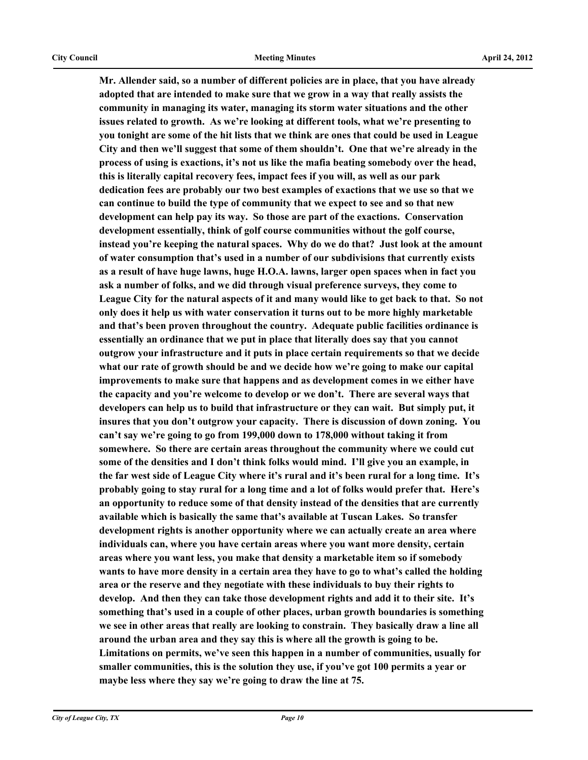**Mr. Allender said, so a number of different policies are in place, that you have already adopted that are intended to make sure that we grow in a way that really assists the community in managing its water, managing its storm water situations and the other issues related to growth. As we're looking at different tools, what we're presenting to you tonight are some of the hit lists that we think are ones that could be used in League City and then we'll suggest that some of them shouldn't. One that we're already in the process of using is exactions, it's not us like the mafia beating somebody over the head, this is literally capital recovery fees, impact fees if you will, as well as our park dedication fees are probably our two best examples of exactions that we use so that we can continue to build the type of community that we expect to see and so that new development can help pay its way. So those are part of the exactions. Conservation development essentially, think of golf course communities without the golf course, instead you're keeping the natural spaces. Why do we do that? Just look at the amount of water consumption that's used in a number of our subdivisions that currently exists as a result of have huge lawns, huge H.O.A. lawns, larger open spaces when in fact you ask a number of folks, and we did through visual preference surveys, they come to League City for the natural aspects of it and many would like to get back to that. So not only does it help us with water conservation it turns out to be more highly marketable and that's been proven throughout the country. Adequate public facilities ordinance is essentially an ordinance that we put in place that literally does say that you cannot outgrow your infrastructure and it puts in place certain requirements so that we decide what our rate of growth should be and we decide how we're going to make our capital improvements to make sure that happens and as development comes in we either have the capacity and you're welcome to develop or we don't. There are several ways that developers can help us to build that infrastructure or they can wait. But simply put, it insures that you don't outgrow your capacity. There is discussion of down zoning. You can't say we're going to go from 199,000 down to 178,000 without taking it from somewhere. So there are certain areas throughout the community where we could cut some of the densities and I don't think folks would mind. I'll give you an example, in the far west side of League City where it's rural and it's been rural for a long time. It's probably going to stay rural for a long time and a lot of folks would prefer that. Here's an opportunity to reduce some of that density instead of the densities that are currently available which is basically the same that's available at Tuscan Lakes. So transfer development rights is another opportunity where we can actually create an area where individuals can, where you have certain areas where you want more density, certain areas where you want less, you make that density a marketable item so if somebody wants to have more density in a certain area they have to go to what's called the holding area or the reserve and they negotiate with these individuals to buy their rights to develop. And then they can take those development rights and add it to their site. It's something that's used in a couple of other places, urban growth boundaries is something we see in other areas that really are looking to constrain. They basically draw a line all around the urban area and they say this is where all the growth is going to be. Limitations on permits, we've seen this happen in a number of communities, usually for smaller communities, this is the solution they use, if you've got 100 permits a year or maybe less where they say we're going to draw the line at 75.**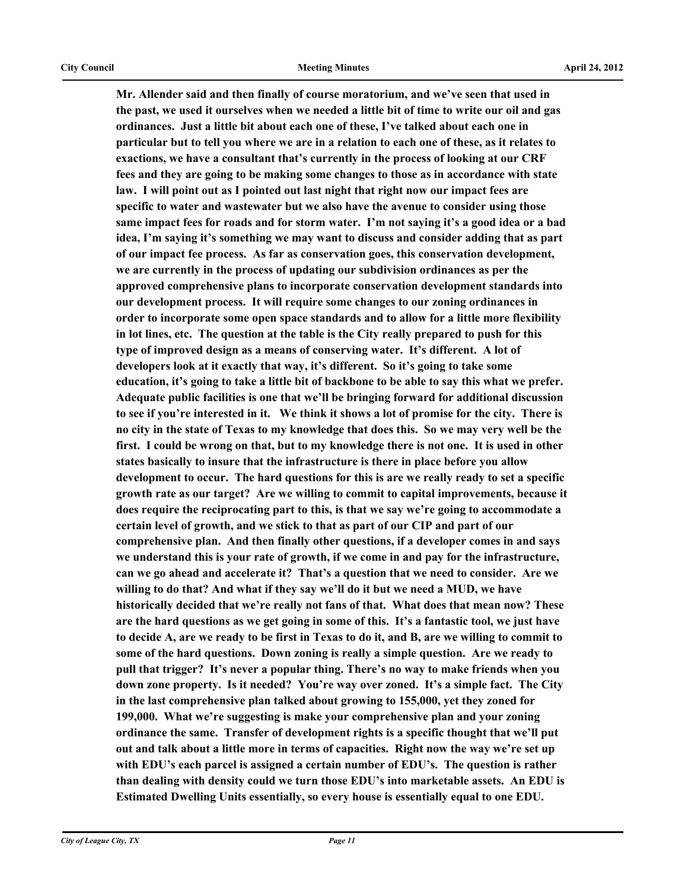**Mr. Allender said and then finally of course moratorium, and we've seen that used in the past, we used it ourselves when we needed a little bit of time to write our oil and gas ordinances. Just a little bit about each one of these, I've talked about each one in particular but to tell you where we are in a relation to each one of these, as it relates to exactions, we have a consultant that's currently in the process of looking at our CRF fees and they are going to be making some changes to those as in accordance with state law. I will point out as I pointed out last night that right now our impact fees are specific to water and wastewater but we also have the avenue to consider using those same impact fees for roads and for storm water. I'm not saying it's a good idea or a bad idea, I'm saying it's something we may want to discuss and consider adding that as part of our impact fee process. As far as conservation goes, this conservation development, we are currently in the process of updating our subdivision ordinances as per the approved comprehensive plans to incorporate conservation development standards into our development process. It will require some changes to our zoning ordinances in order to incorporate some open space standards and to allow for a little more flexibility in lot lines, etc. The question at the table is the City really prepared to push for this type of improved design as a means of conserving water. It's different. A lot of developers look at it exactly that way, it's different. So it's going to take some education, it's going to take a little bit of backbone to be able to say this what we prefer. Adequate public facilities is one that we'll be bringing forward for additional discussion to see if you're interested in it. We think it shows a lot of promise for the city. There is no city in the state of Texas to my knowledge that does this. So we may very well be the first. I could be wrong on that, but to my knowledge there is not one. It is used in other states basically to insure that the infrastructure is there in place before you allow development to occur. The hard questions for this is are we really ready to set a specific growth rate as our target? Are we willing to commit to capital improvements, because it does require the reciprocating part to this, is that we say we're going to accommodate a certain level of growth, and we stick to that as part of our CIP and part of our comprehensive plan. And then finally other questions, if a developer comes in and says we understand this is your rate of growth, if we come in and pay for the infrastructure, can we go ahead and accelerate it? That's a question that we need to consider. Are we willing to do that? And what if they say we'll do it but we need a MUD, we have historically decided that we're really not fans of that. What does that mean now? These are the hard questions as we get going in some of this. It's a fantastic tool, we just have to decide A, are we ready to be first in Texas to do it, and B, are we willing to commit to some of the hard questions. Down zoning is really a simple question. Are we ready to pull that trigger? It's never a popular thing. There's no way to make friends when you down zone property. Is it needed? You're way over zoned. It's a simple fact. The City in the last comprehensive plan talked about growing to 155,000, yet they zoned for 199,000. What we're suggesting is make your comprehensive plan and your zoning ordinance the same. Transfer of development rights is a specific thought that we'll put out and talk about a little more in terms of capacities. Right now the way we're set up with EDU's each parcel is assigned a certain number of EDU's. The question is rather than dealing with density could we turn those EDU's into marketable assets. An EDU is Estimated Dwelling Units essentially, so every house is essentially equal to one EDU.**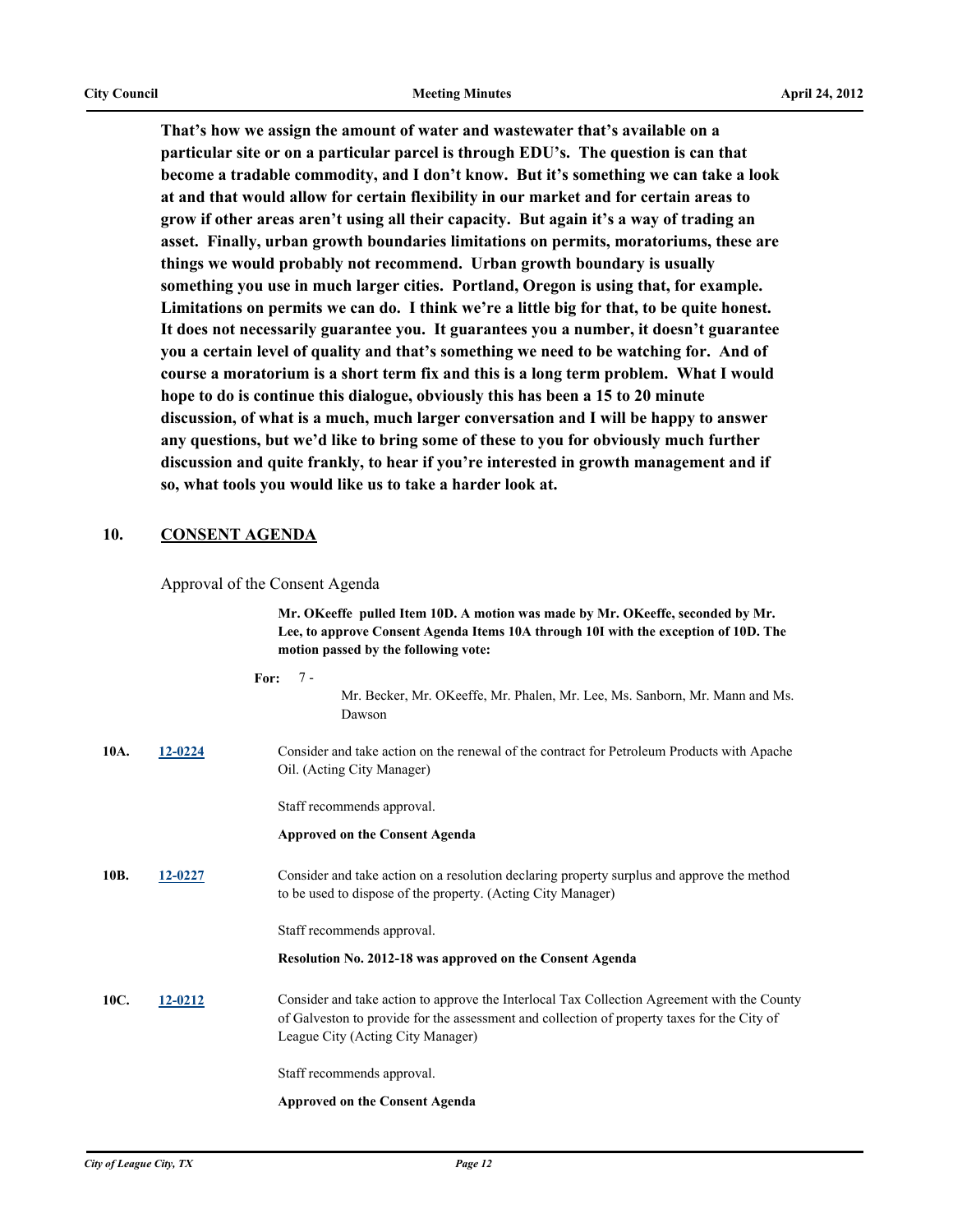**That's how we assign the amount of water and wastewater that's available on a particular site or on a particular parcel is through EDU's. The question is can that become a tradable commodity, and I don't know. But it's something we can take a look at and that would allow for certain flexibility in our market and for certain areas to grow if other areas aren't using all their capacity. But again it's a way of trading an asset. Finally, urban growth boundaries limitations on permits, moratoriums, these are things we would probably not recommend. Urban growth boundary is usually something you use in much larger cities. Portland, Oregon is using that, for example. Limitations on permits we can do. I think we're a little big for that, to be quite honest. It does not necessarily guarantee you. It guarantees you a number, it doesn't guarantee you a certain level of quality and that's something we need to be watching for. And of course a moratorium is a short term fix and this is a long term problem. What I would hope to do is continue this dialogue, obviously this has been a 15 to 20 minute discussion, of what is a much, much larger conversation and I will be happy to answer any questions, but we'd like to bring some of these to you for obviously much further discussion and quite frankly, to hear if you're interested in growth management and if so, what tools you would like us to take a harder look at.**

## 10. CONSENT AGENDA

Approval of the Consent Agenda

**Mr. OKeeffe pulled Item 10D. A motion was made by Mr. OKeeffe, seconded by Mr. Lee, to approve Consent Agenda Items 10A through 10I with the exception of 10D. The motion passed by the following vote:**

**For:** 7 - Mr. Becker, Mr. OKeeffe, Mr. Phalen, Mr. Lee, Ms. Sanborn, Mr. Mann and Ms. Dawson

**10A.** 12-0224 — Consider and take action on the renewal of the contract for Petroleum Products with Apache Oil. (Acting City Manager)

Staff recommends approval.

**Approved on the Consent Agenda**

**10B.** 12-0227 — Consider and take action on a resolution declaring property surplus and approve the method to be used to dispose of the property. (Acting City Manager)

Staff recommends approval.

**Resolution No. 2012-18 was approved on the Consent Agenda**

**10C.** 12-0212 — Consider and take action to approve the Interlocal Tax Collection Agreement with the County of Galveston to provide for the assessment and collection of property taxes for the City of League City (Acting City Manager)

Staff recommends approval.

**Approved on the Consent Agenda**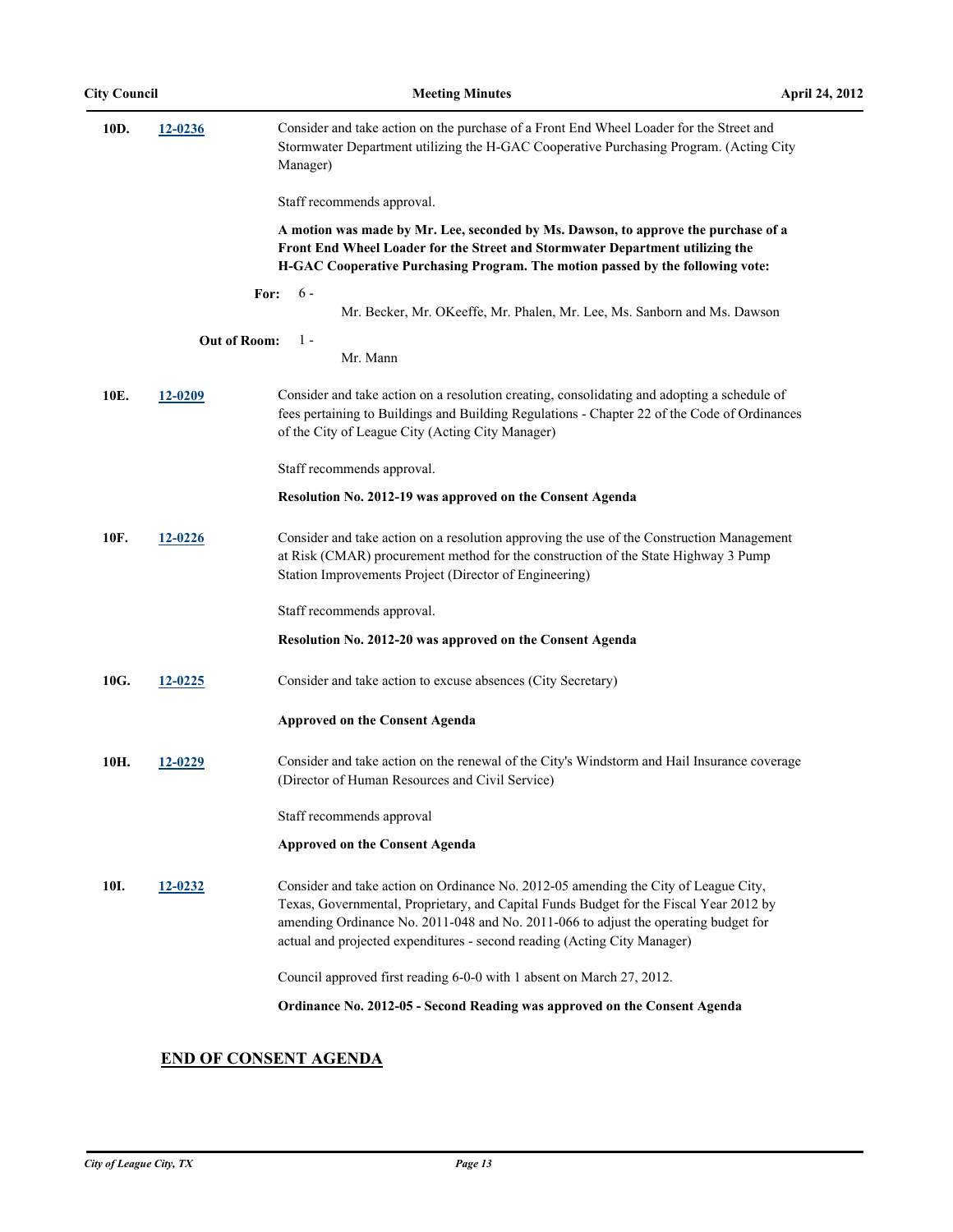**10D.** **12-0236** Consider and take action on the purchase of a Front End Wheel Loader for the Street and Stormwater Department utilizing the H-GAC Cooperative Purchasing Program. (Acting City Manager)

Staff recommends approval.

**A motion was made by Mr. Lee, seconded by Ms. Dawson, to approve the purchase of a Front End Wheel Loader for the Street and Stormwater Department utilizing the H-GAC Cooperative Purchasing Program. The motion passed by the following vote:**

**For:** 6 - Mr. Becker, Mr. OKeeffe, Mr. Phalen, Mr. Lee, Ms. Sanborn and Ms. Dawson

**Out of Room:** 1 - Mr. Mann

**10E.** **12-0209** Consider and take action on a resolution creating, consolidating and adopting a schedule of fees pertaining to Buildings and Building Regulations - Chapter 22 of the Code of Ordinances of the City of League City (Acting City Manager)

Staff recommends approval.

**Resolution No. 2012-19 was approved on the Consent Agenda**

**10F.** **12-0226** Consider and take action on a resolution approving the use of the Construction Management at Risk (CMAR) procurement method for the construction of the State Highway 3 Pump Station Improvements Project (Director of Engineering)

Staff recommends approval.

**Resolution No. 2012-20 was approved on the Consent Agenda**

**10G.** **12-0225** Consider and take action to excuse absences (City Secretary)

**Approved on the Consent Agenda**

**10H.** **12-0229** Consider and take action on the renewal of the City's Windstorm and Hail Insurance coverage (Director of Human Resources and Civil Service)

Staff recommends approval

**Approved on the Consent Agenda**

**10I.** **12-0232** Consider and take action on Ordinance No. 2012-05 amending the City of League City, Texas, Governmental, Proprietary, and Capital Funds Budget for the Fiscal Year 2012 by amending Ordinance No. 2011-048 and No. 2011-066 to adjust the operating budget for actual and projected expenditures - second reading (Acting City Manager)

Council approved first reading 6-0-0 with 1 absent on March 27, 2012.

**Ordinance No. 2012-05 - Second Reading was approved on the Consent Agenda**

## END OF CONSENT AGENDA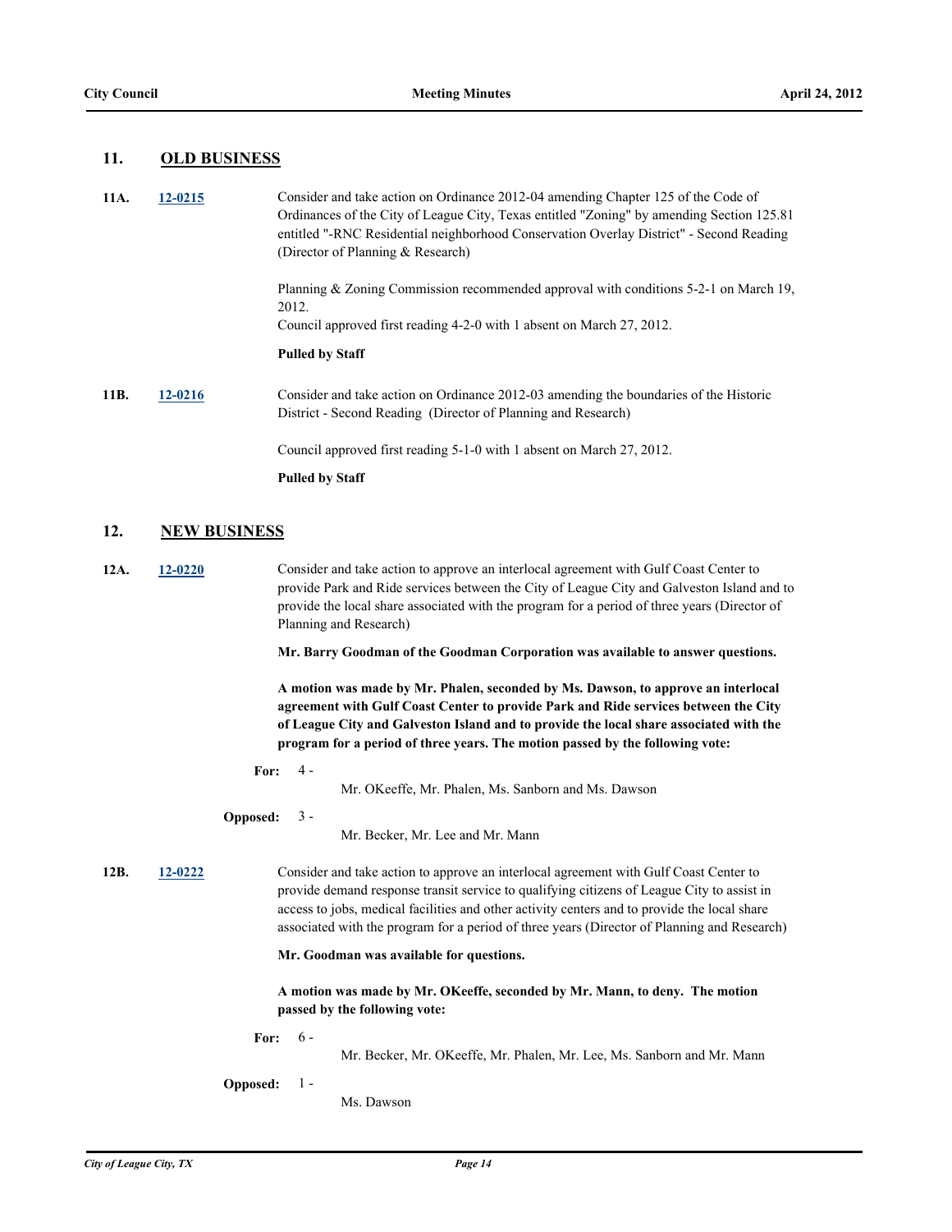## 11. OLD BUSINESS

**11A.** **12-0215**

Consider and take action on Ordinance 2012-04 amending Chapter 125 of the Code of Ordinances of the City of League City, Texas entitled "Zoning" by amending Section 125.81 entitled "-RNC Residential neighborhood Conservation Overlay District" - Second Reading (Director of Planning & Research)

Planning & Zoning Commission recommended approval with conditions 5-2-1 on March 19, 2012.
Council approved first reading 4-2-0 with 1 absent on March 27, 2012.

**Pulled by Staff**

**11B.** **12-0216**

Consider and take action on Ordinance 2012-03 amending the boundaries of the Historic District - Second Reading (Director of Planning and Research)

Council approved first reading 5-1-0 with 1 absent on March 27, 2012.

**Pulled by Staff**

## 12. NEW BUSINESS

**12A.** **12-0220**

Consider and take action to approve an interlocal agreement with Gulf Coast Center to provide Park and Ride services between the City of League City and Galveston Island and to provide the local share associated with the program for a period of three years (Director of Planning and Research)

**Mr. Barry Goodman of the Goodman Corporation was available to answer questions.**

**A motion was made by Mr. Phalen, seconded by Ms. Dawson, to approve an interlocal agreement with Gulf Coast Center to provide Park and Ride services between the City of League City and Galveston Island and to provide the local share associated with the program for a period of three years. The motion passed by the following vote:**

**For:** 4 - Mr. OKeeffe, Mr. Phalen, Ms. Sanborn and Ms. Dawson

**Opposed:** 3 - Mr. Becker, Mr. Lee and Mr. Mann

**12B.** **12-0222**

Consider and take action to approve an interlocal agreement with Gulf Coast Center to provide demand response transit service to qualifying citizens of League City to assist in access to jobs, medical facilities and other activity centers and to provide the local share associated with the program for a period of three years (Director of Planning and Research)

**Mr. Goodman was available for questions.**

**A motion was made by Mr. OKeeffe, seconded by Mr. Mann, to deny. The motion passed by the following vote:**

**For:** 6 - Mr. Becker, Mr. OKeeffe, Mr. Phalen, Mr. Lee, Ms. Sanborn and Mr. Mann

**Opposed:** 1 - Ms. Dawson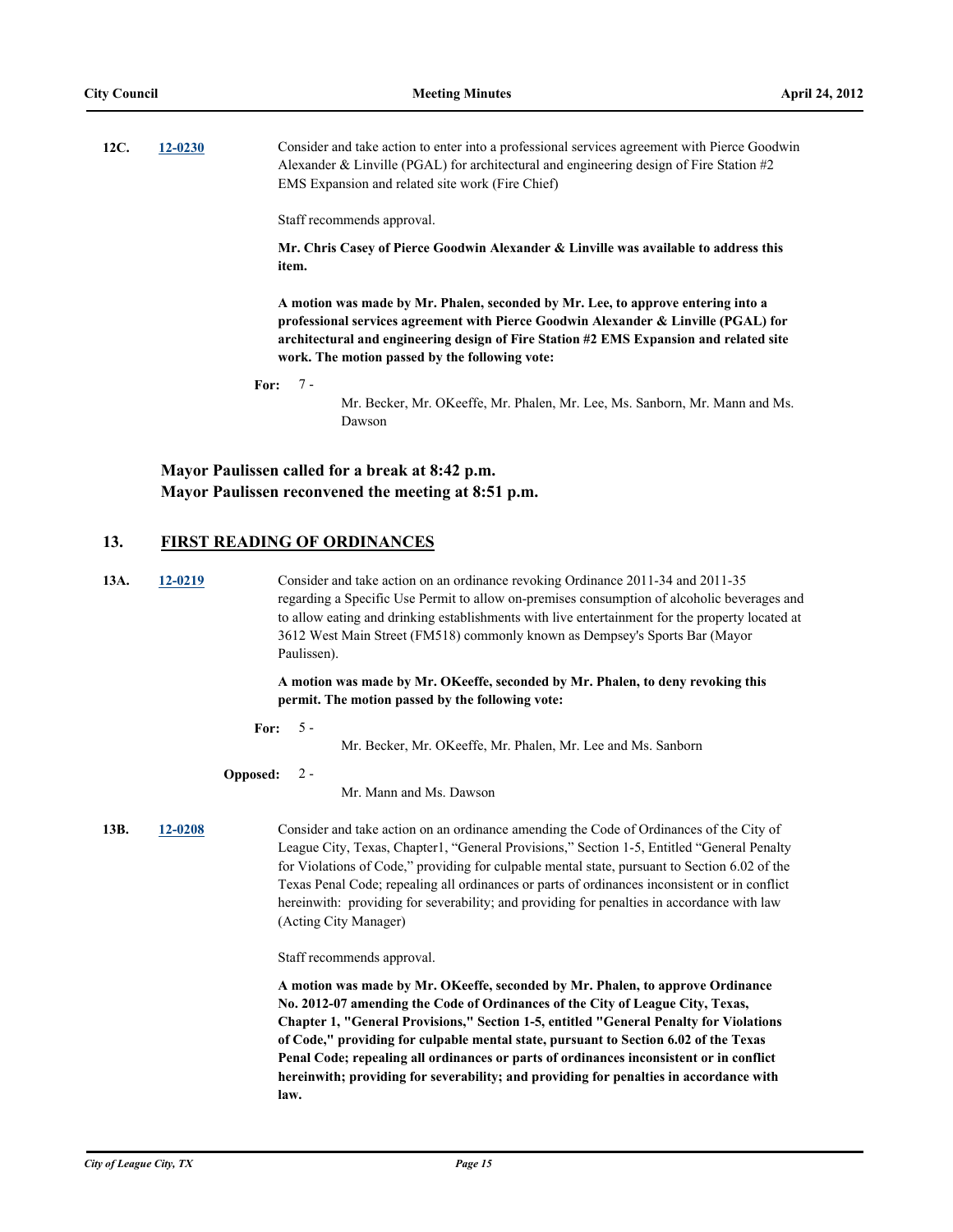**12C.** 12-0230 Consider and take action to enter into a professional services agreement with Pierce Goodwin Alexander & Linville (PGAL) for architectural and engineering design of Fire Station #2 EMS Expansion and related site work (Fire Chief)

Staff recommends approval.

**Mr. Chris Casey of Pierce Goodwin Alexander & Linville was available to address this item.**

**A motion was made by Mr. Phalen, seconded by Mr. Lee, to approve entering into a professional services agreement with Pierce Goodwin Alexander & Linville (PGAL) for architectural and engineering design of Fire Station #2 EMS Expansion and related site work. The motion passed by the following vote:**

**For:** 7 - Mr. Becker, Mr. OKeeffe, Mr. Phalen, Mr. Lee, Ms. Sanborn, Mr. Mann and Ms. Dawson

**Mayor Paulissen called for a break at 8:42 p.m.**
**Mayor Paulissen reconvened the meeting at 8:51 p.m.**

## 13. FIRST READING OF ORDINANCES

**13A.** 12-0219 Consider and take action on an ordinance revoking Ordinance 2011-34 and 2011-35 regarding a Specific Use Permit to allow on-premises consumption of alcoholic beverages and to allow eating and drinking establishments with live entertainment for the property located at 3612 West Main Street (FM518) commonly known as Dempsey's Sports Bar (Mayor Paulissen).

**A motion was made by Mr. OKeeffe, seconded by Mr. Phalen, to deny revoking this permit. The motion passed by the following vote:**

**For:** 5 - Mr. Becker, Mr. OKeeffe, Mr. Phalen, Mr. Lee and Ms. Sanborn

**Opposed:** 2 - Mr. Mann and Ms. Dawson

**13B.** 12-0208 Consider and take action on an ordinance amending the Code of Ordinances of the City of League City, Texas, Chapter1, "General Provisions," Section 1-5, Entitled "General Penalty for Violations of Code," providing for culpable mental state, pursuant to Section 6.02 of the Texas Penal Code; repealing all ordinances or parts of ordinances inconsistent or in conflict hereinwith: providing for severability; and providing for penalties in accordance with law (Acting City Manager)

Staff recommends approval.

**A motion was made by Mr. OKeeffe, seconded by Mr. Phalen, to approve Ordinance No. 2012-07 amending the Code of Ordinances of the City of League City, Texas, Chapter 1, "General Provisions," Section 1-5, entitled "General Penalty for Violations of Code," providing for culpable mental state, pursuant to Section 6.02 of the Texas Penal Code; repealing all ordinances or parts of ordinances inconsistent or in conflict hereinwith; providing for severability; and providing for penalties in accordance with law.**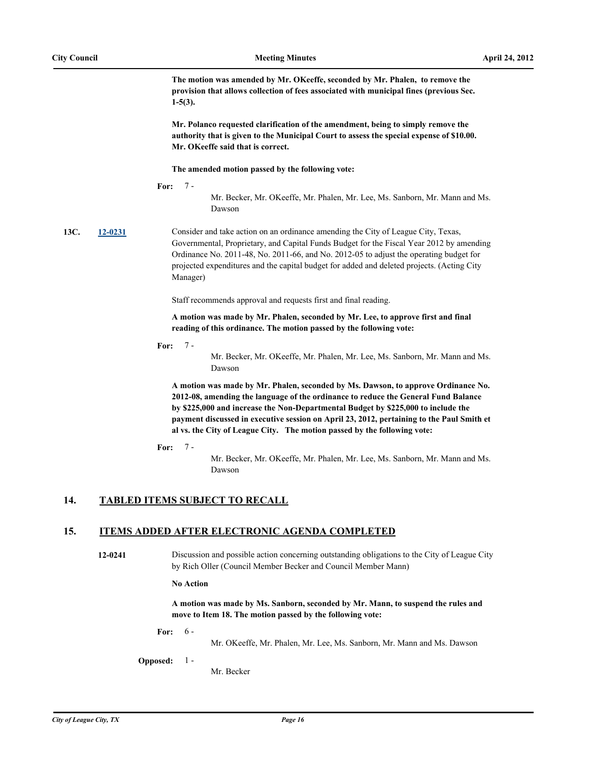**The motion was amended by Mr. OKeeffe, seconded by Mr. Phalen, to remove the provision that allows collection of fees associated with municipal fines (previous Sec. 1-5(3).**

**Mr. Polanco requested clarification of the amendment, being to simply remove the authority that is given to the Municipal Court to assess the special expense of $10.00. Mr. OKeeffe said that is correct.**

**The amended motion passed by the following vote:**

**For:** 7 - Mr. Becker, Mr. OKeeffe, Mr. Phalen, Mr. Lee, Ms. Sanborn, Mr. Mann and Ms. Dawson

**13C.** **12-0231** Consider and take action on an ordinance amending the City of League City, Texas, Governmental, Proprietary, and Capital Funds Budget for the Fiscal Year 2012 by amending Ordinance No. 2011-48, No. 2011-66, and No. 2012-05 to adjust the operating budget for projected expenditures and the capital budget for added and deleted projects. (Acting City Manager)

Staff recommends approval and requests first and final reading.

**A motion was made by Mr. Phalen, seconded by Mr. Lee, to approve first and final reading of this ordinance. The motion passed by the following vote:**

**For:** 7 - Mr. Becker, Mr. OKeeffe, Mr. Phalen, Mr. Lee, Ms. Sanborn, Mr. Mann and Ms. Dawson

**A motion was made by Mr. Phalen, seconded by Ms. Dawson, to approve Ordinance No. 2012-08, amending the language of the ordinance to reduce the General Fund Balance by $225,000 and increase the Non-Departmental Budget by $225,000 to include the payment discussed in executive session on April 23, 2012, pertaining to the Paul Smith et al vs. the City of League City. The motion passed by the following vote:**

**For:** 7 - Mr. Becker, Mr. OKeeffe, Mr. Phalen, Mr. Lee, Ms. Sanborn, Mr. Mann and Ms. Dawson

## 14. TABLED ITEMS SUBJECT TO RECALL

## 15. ITEMS ADDED AFTER ELECTRONIC AGENDA COMPLETED

**12-0241** Discussion and possible action concerning outstanding obligations to the City of League City by Rich Oller (Council Member Becker and Council Member Mann)

**No Action**

**A motion was made by Ms. Sanborn, seconded by Mr. Mann, to suspend the rules and move to Item 18. The motion passed by the following vote:**

**For:** 6 - Mr. OKeeffe, Mr. Phalen, Mr. Lee, Ms. Sanborn, Mr. Mann and Ms. Dawson

**Opposed:** 1 - Mr. Becker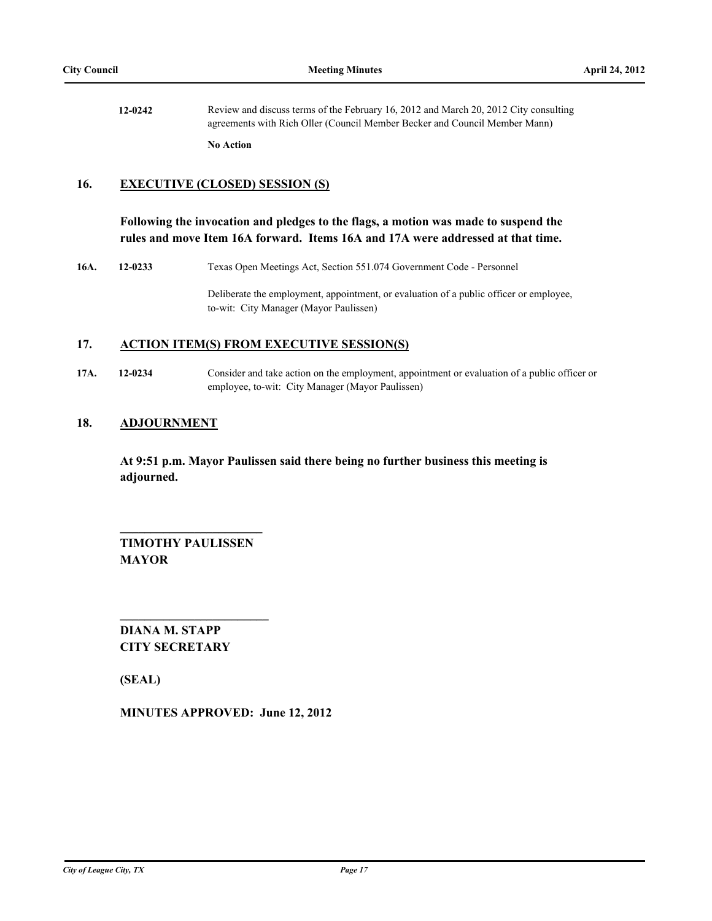**12-0242** Review and discuss terms of the February 16, 2012 and March 20, 2012 City consulting agreements with Rich Oller (Council Member Becker and Council Member Mann)

**No Action**

## 16. EXECUTIVE (CLOSED) SESSION (S)

**Following the invocation and pledges to the flags, a motion was made to suspend the rules and move Item 16A forward. Items 16A and 17A were addressed at that time.**

**16A. 12-0233** Texas Open Meetings Act, Section 551.074 Government Code - Personnel

Deliberate the employment, appointment, or evaluation of a public officer or employee, to-wit: City Manager (Mayor Paulissen)

## 17. ACTION ITEM(S) FROM EXECUTIVE SESSION(S)

**17A. 12-0234** Consider and take action on the employment, appointment or evaluation of a public officer or employee, to-wit: City Manager (Mayor Paulissen)

## 18. ADJOURNMENT

**At 9:51 p.m. Mayor Paulissen said there being no further business this meeting is adjourned.**

\_\_\_\_\_\_\_\_\_\_\_\_\_\_\_\_\_\_\_\_\_\_\_\_

**TIMOTHY PAULISSEN**
**MAYOR**

\_\_\_\_\_\_\_\_\_\_\_\_\_\_\_\_\_\_\_\_\_\_\_\_

**DIANA M. STAPP**
**CITY SECRETARY**

**(SEAL)**

**MINUTES APPROVED: June 12, 2012**